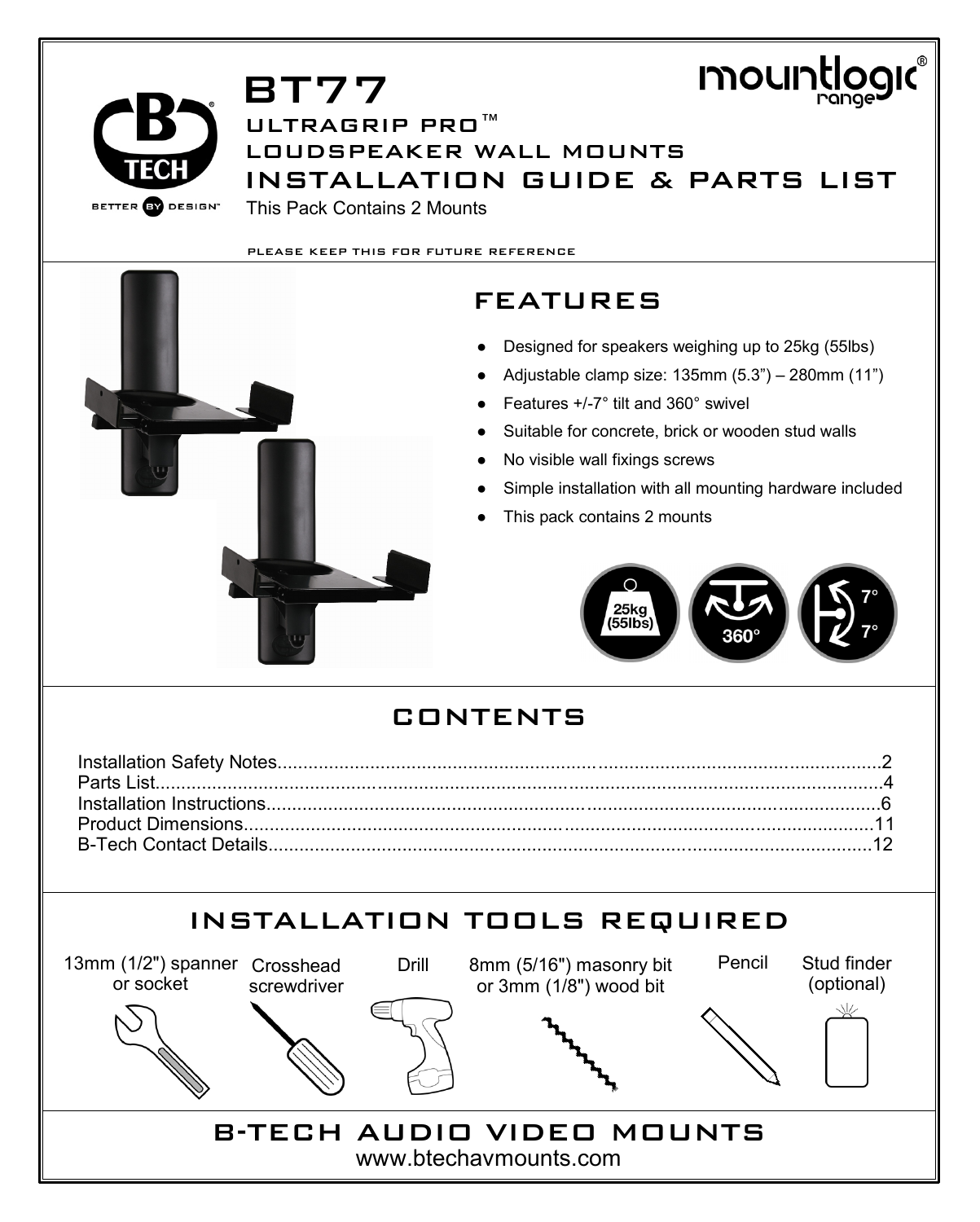# BT77

## ULTRAGRIP PRO™ LOUDSPEAKER WALL MOUNTS

## INSTALLATION GUIDE & PARTS LIST

This Pack Contains 2 Mounts

mountlogic® range

B TECH® BETTER BY DESIGN™

PLEASE KEEP THIS FOR FUTURE REFERENCE

## FEATURES

- Designed for speakers weighing up to 25kg (55lbs)
- Adjustable clamp size: 135mm (5.3") – 280mm (11")
- Features +/-7° tilt and 360° swivel
- Suitable for concrete, brick or wooden stud walls
- No visible wall fixings screws
- Simple installation with all mounting hardware included
- This pack contains 2 mounts

25kg (55lbs) | 360° | 7° 7°

## CONTENTS

Installation Safety Notes......................................................2
Parts List......................................................4
Installation Instructions......................................................6
Product Dimensions......................................................11
B-Tech Contact Details......................................................12

## INSTALLATION TOOLS REQUIRED

- 13mm (1/2") spanner or socket
- Crosshead screwdriver
- Drill
- 8mm (5/16") masonry bit or 3mm (1/8") wood bit
- Pencil
- Stud finder (optional)

## B-TECH AUDIO VIDEO MOUNTS

www.btechavmounts.com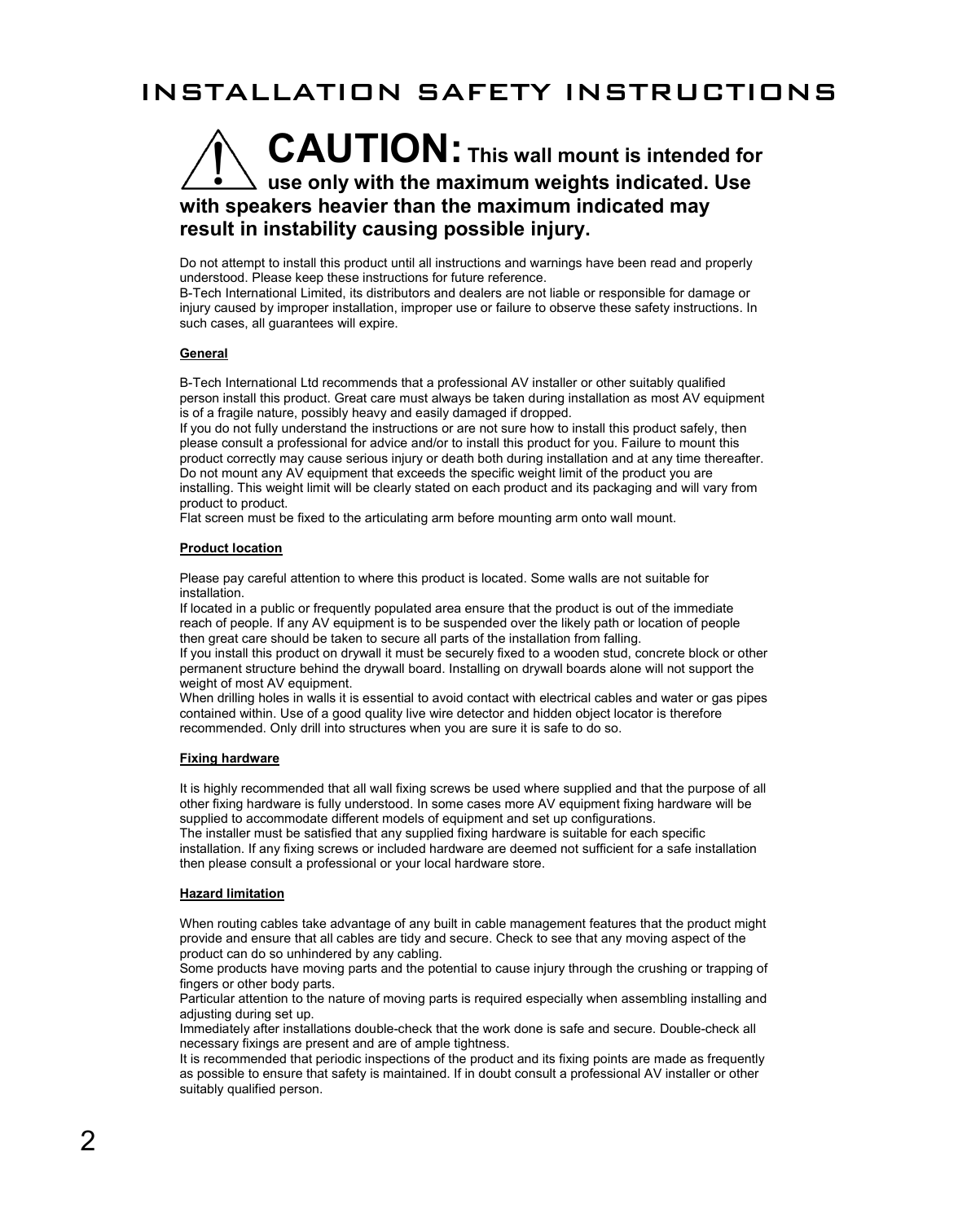# INSTALLATION SAFETY INSTRUCTIONS

**CAUTION: This wall mount is intended for use only with the maximum weights indicated. Use with speakers heavier than the maximum indicated may result in instability causing possible injury.**

Do not attempt to install this product until all instructions and warnings have been read and properly understood. Please keep these instructions for future reference.
B-Tech International Limited, its distributors and dealers are not liable or responsible for damage or injury caused by improper installation, improper use or failure to observe these safety instructions. In such cases, all guarantees will expire.

**General**

B-Tech International Ltd recommends that a professional AV installer or other suitably qualified person install this product. Great care must always be taken during installation as most AV equipment is of a fragile nature, possibly heavy and easily damaged if dropped.
If you do not fully understand the instructions or are not sure how to install this product safely, then please consult a professional for advice and/or to install this product for you. Failure to mount this product correctly may cause serious injury or death both during installation and at any time thereafter.
Do not mount any AV equipment that exceeds the specific weight limit of the product you are installing. This weight limit will be clearly stated on each product and its packaging and will vary from product to product.
Flat screen must be fixed to the articulating arm before mounting arm onto wall mount.

**Product location**

Please pay careful attention to where this product is located. Some walls are not suitable for installation.
If located in a public or frequently populated area ensure that the product is out of the immediate reach of people. If any AV equipment is to be suspended over the likely path or location of people then great care should be taken to secure all parts of the installation from falling.
If you install this product on drywall it must be securely fixed to a wooden stud, concrete block or other permanent structure behind the drywall board. Installing on drywall boards alone will not support the weight of most AV equipment.
When drilling holes in walls it is essential to avoid contact with electrical cables and water or gas pipes contained within. Use of a good quality live wire detector and hidden object locator is therefore recommended. Only drill into structures when you are sure it is safe to do so.

**Fixing hardware**

It is highly recommended that all wall fixing screws be used where supplied and that the purpose of all other fixing hardware is fully understood. In some cases more AV equipment fixing hardware will be supplied to accommodate different models of equipment and set up configurations.
The installer must be satisfied that any supplied fixing hardware is suitable for each specific installation. If any fixing screws or included hardware are deemed not sufficient for a safe installation then please consult a professional or your local hardware store.

**Hazard limitation**

When routing cables take advantage of any built in cable management features that the product might provide and ensure that all cables are tidy and secure. Check to see that any moving aspect of the product can do so unhindered by any cabling.
Some products have moving parts and the potential to cause injury through the crushing or trapping of fingers or other body parts.
Particular attention to the nature of moving parts is required especially when assembling installing and adjusting during set up.
Immediately after installations double-check that the work done is safe and secure. Double-check all necessary fixings are present and are of ample tightness.
It is recommended that periodic inspections of the product and its fixing points are made as frequently as possible to ensure that safety is maintained. If in doubt consult a professional AV installer or other suitably qualified person.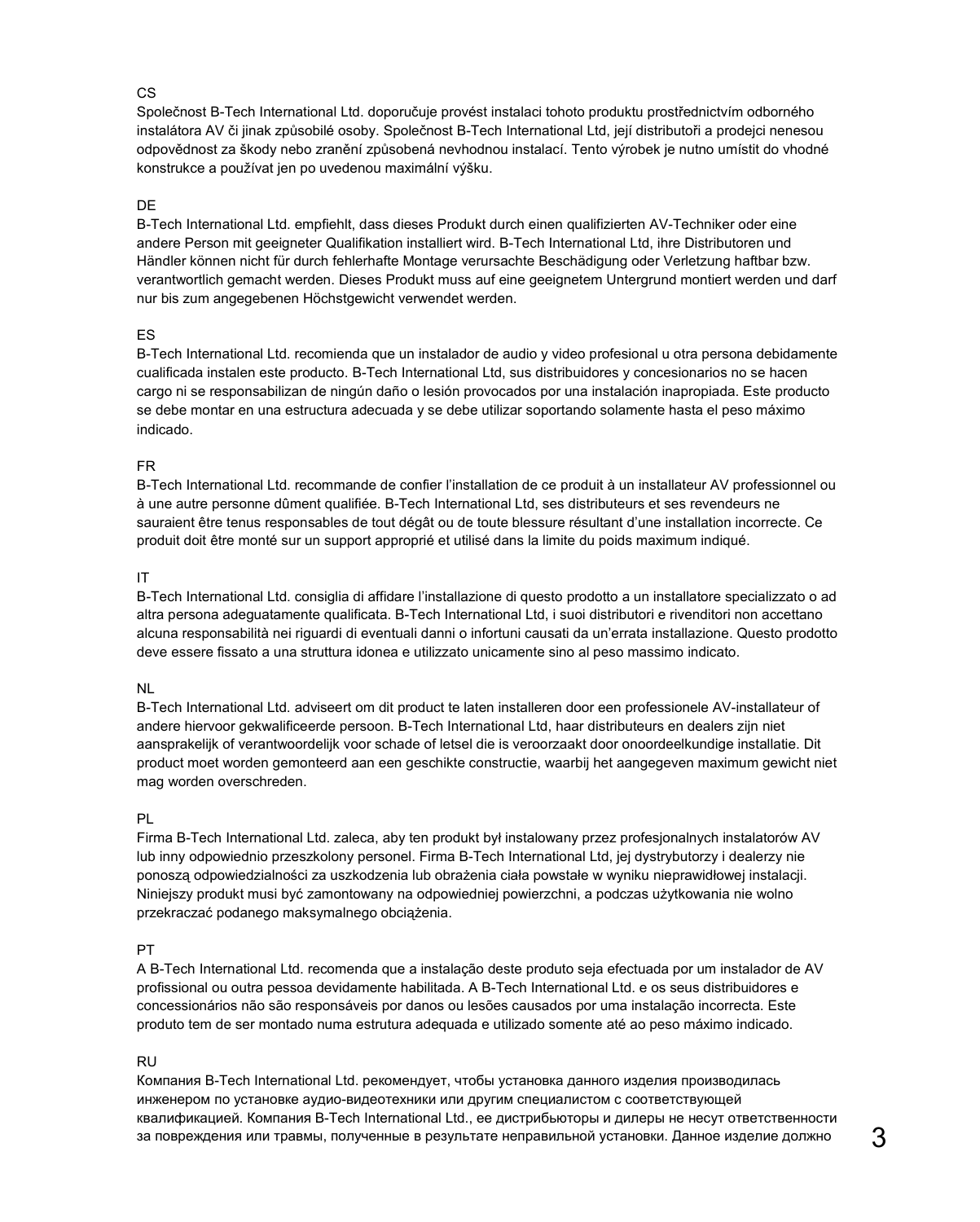CS

Společnost B-Tech International Ltd. doporučuje provést instalaci tohoto produktu prostřednictvím odborného instalátora AV či jinak způsobilé osoby. Společnost B-Tech International Ltd, její distributoři a prodejci nenesou odpovědnost za škody nebo zranění způsobená nevhodnou instalací. Tento výrobek je nutno umístit do vhodné konstrukce a používat jen po uvedenou maximální výšku.

DE

B-Tech International Ltd. empfiehlt, dass dieses Produkt durch einen qualifizierten AV-Techniker oder eine andere Person mit geeigneter Qualifikation installiert wird. B-Tech International Ltd, ihre Distributoren und Händler können nicht für durch fehlerhafte Montage verursachte Beschädigung oder Verletzung haftbar bzw. verantwortlich gemacht werden. Dieses Produkt muss auf eine geeignetem Untergrund montiert werden und darf nur bis zum angegebenen Höchstgewicht verwendet werden.

ES

B-Tech International Ltd. recomienda que un instalador de audio y video profesional u otra persona debidamente cualificada instalen este producto. B-Tech International Ltd, sus distribuidores y concesionarios no se hacen cargo ni se responsabilizan de ningún daño o lesión provocados por una instalación inapropiada. Este producto se debe montar en una estructura adecuada y se debe utilizar soportando solamente hasta el peso máximo indicado.

FR

B-Tech International Ltd. recommande de confier l'installation de ce produit à un installateur AV professionnel ou à une autre personne dûment qualifiée. B-Tech International Ltd, ses distributeurs et ses revendeurs ne sauraient être tenus responsables de tout dégât ou de toute blessure résultant d'une installation incorrecte. Ce produit doit être monté sur un support approprié et utilisé dans la limite du poids maximum indiqué.

IT

B-Tech International Ltd. consiglia di affidare l'installazione di questo prodotto a un installatore specializzato o ad altra persona adeguatamente qualificata. B-Tech International Ltd, i suoi distributori e rivenditori non accettano alcuna responsabilità nei riguardi di eventuali danni o infortuni causati da un'errata installazione. Questo prodotto deve essere fissato a una struttura idonea e utilizzato unicamente sino al peso massimo indicato.

NL

B-Tech International Ltd. adviseert om dit product te laten installeren door een professionele AV-installateur of andere hiervoor gekwalificeerde persoon. B-Tech International Ltd, haar distributeurs en dealers zijn niet aansprakelijk of verantwoordelijk voor schade of letsel die is veroorzaakt door onoordeelkundige installatie. Dit product moet worden gemonteerd aan een geschikte constructie, waarbij het aangegeven maximum gewicht niet mag worden overschreden.

PL

Firma B-Tech International Ltd. zaleca, aby ten produkt był instalowany przez profesjonalnych instalatorów AV lub inny odpowiednio przeszkolony personel. Firma B-Tech International Ltd, jej dystrybutorzy i dealerzy nie ponoszą odpowiedzialności za uszkodzenia lub obrażenia ciała powstałe w wyniku nieprawidłowej instalacji. Niniejszy produkt musi być zamontowany na odpowiedniej powierzchni, a podczas użytkowania nie wolno przekraczać podanego maksymalnego obciążenia.

PT

A B-Tech International Ltd. recomenda que a instalação deste produto seja efectuada por um instalador de AV profissional ou outra pessoa devidamente habilitada. A B-Tech International Ltd. e os seus distribuidores e concessionários não são responsáveis por danos ou lesões causados por uma instalação incorrecta. Este produto tem de ser montado numa estrutura adequada e utilizado somente até ao peso máximo indicado.

RU

Компания B-Tech International Ltd. рекомендует, чтобы установка данного изделия производилась инженером по установке аудио-видеотехники или другим специалистом с соответствующей квалификацией. Компания B-Tech International Ltd., ее дистрибьюторы и дилеры не несут ответственности за повреждения или травмы, полученные в результате неправильной установки. Данное изделие должно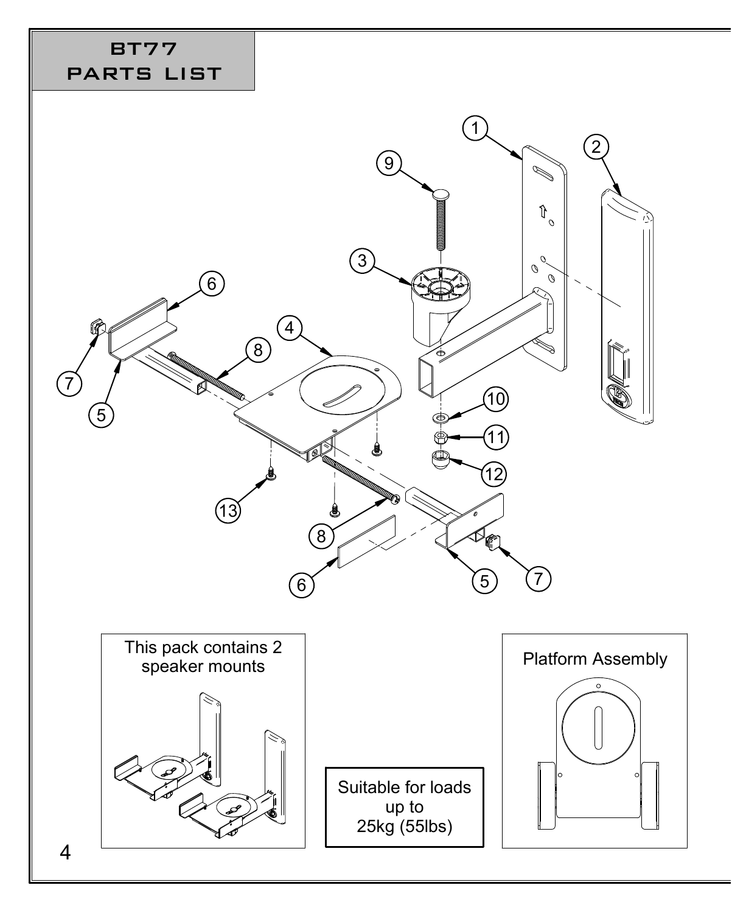# BT77 PARTS LIST

This pack contains 2 speaker mounts

Suitable for loads up to 25kg (55lbs)

Platform Assembly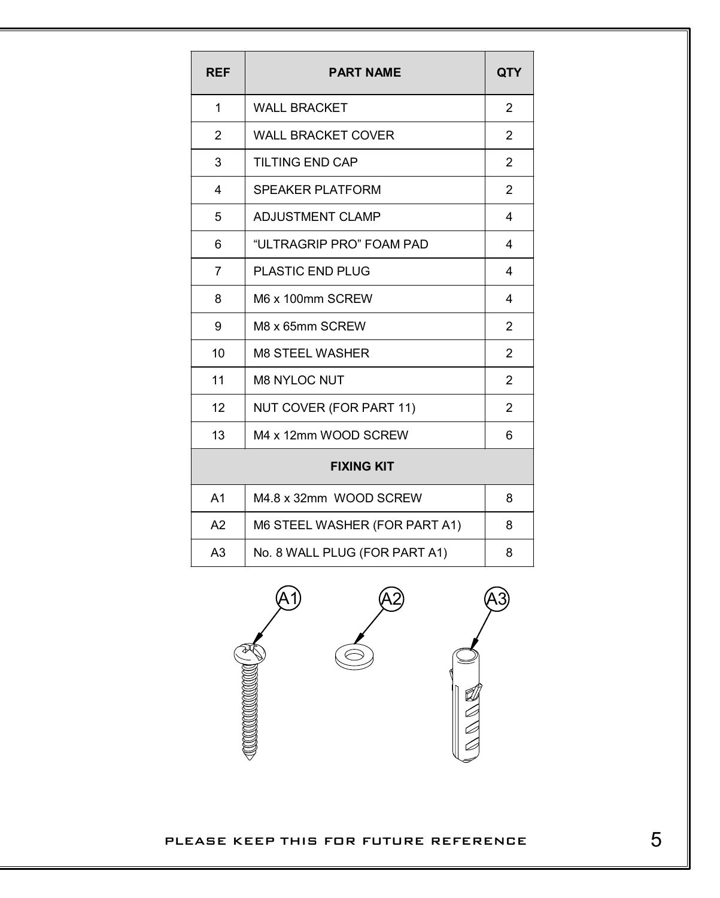| REF | PART NAME | QTY |
|---|---|---|
| 1 | WALL BRACKET | 2 |
| 2 | WALL BRACKET COVER | 2 |
| 3 | TILTING END CAP | 2 |
| 4 | SPEAKER PLATFORM | 2 |
| 5 | ADJUSTMENT CLAMP | 4 |
| 6 | “ULTRAGRIP PRO” FOAM PAD | 4 |
| 7 | PLASTIC END PLUG | 4 |
| 8 | M6 x 100mm SCREW | 4 |
| 9 | M8 x 65mm SCREW | 2 |
| 10 | M8 STEEL WASHER | 2 |
| 11 | M8 NYLOC NUT | 2 |
| 12 | NUT COVER (FOR PART 11) | 2 |
| 13 | M4 x 12mm WOOD SCREW | 6 |
| **FIXING KIT** | | |
| A1 | M4.8 x 32mm WOOD SCREW | 8 |
| A2 | M6 STEEL WASHER (FOR PART A1) | 8 |
| A3 | No. 8 WALL PLUG (FOR PART A1) | 8 |

A1 A2 A3

PLEASE KEEP THIS FOR FUTURE REFERENCE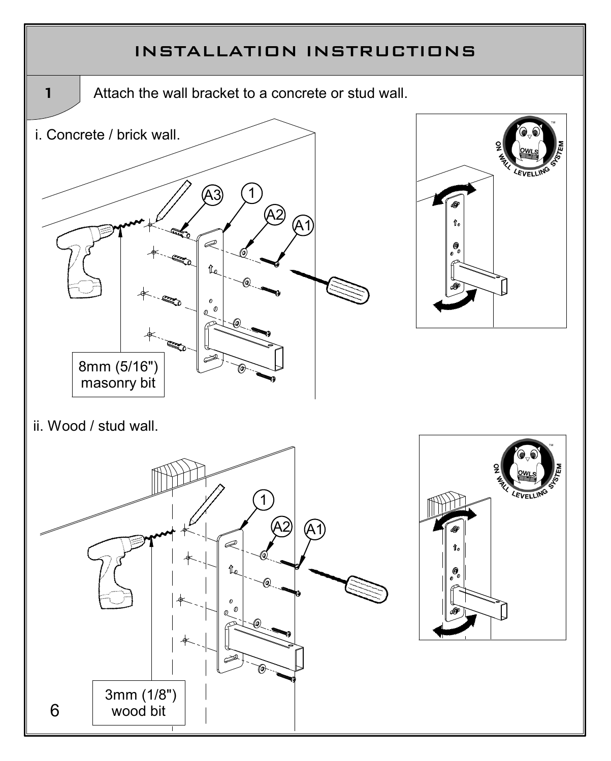# INSTALLATION INSTRUCTIONS

**1** Attach the wall bracket to a concrete or stud wall.

i. Concrete / brick wall.

A3 1 A2 A1

8mm (5/16") masonry bit

ON WALL LEVELLING SYSTEM OWLS

ii. Wood / stud wall.

1 A2 A1

3mm (1/8") wood bit

ON WALL LEVELLING SYSTEM OWLS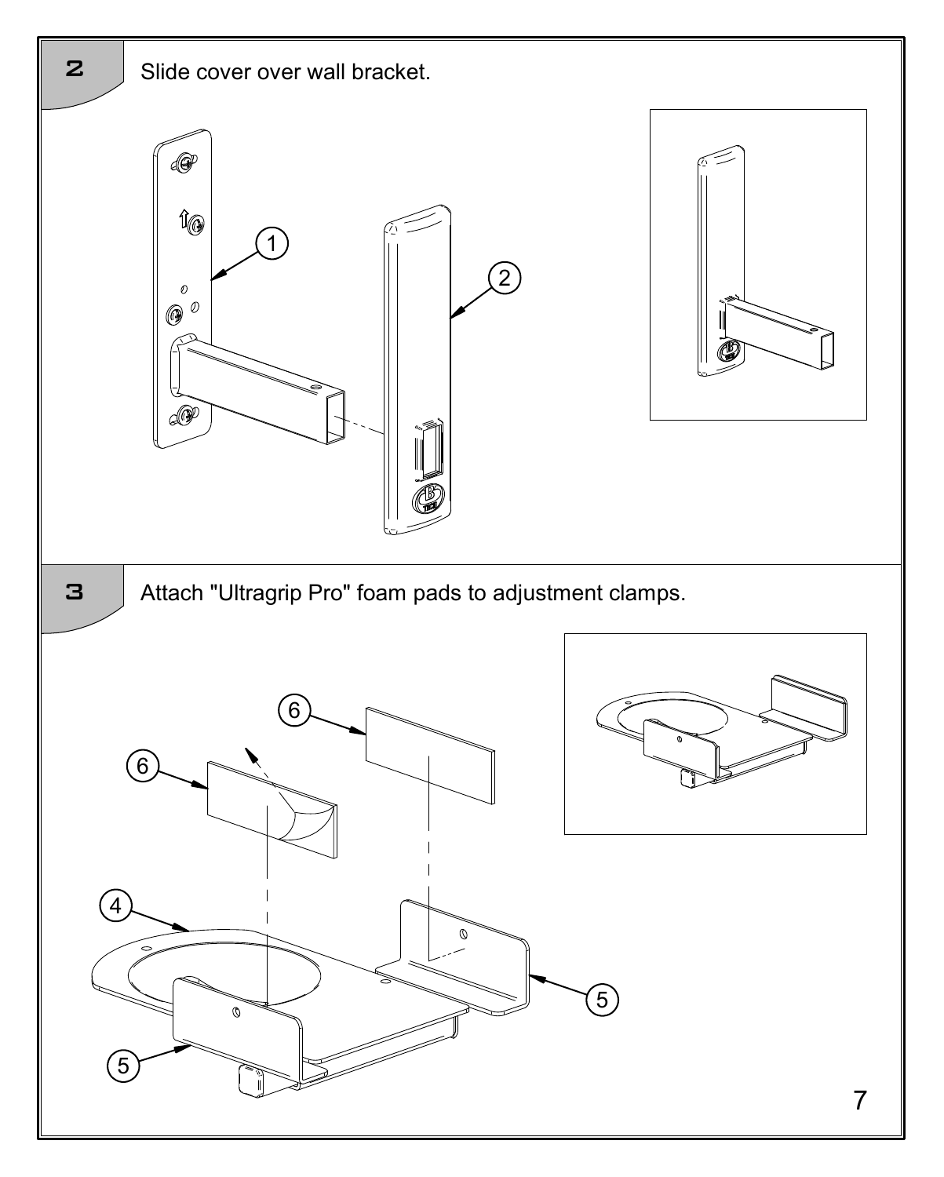## 2

Slide cover over wall bracket.

## 3

Attach "Ultragrip Pro" foam pads to adjustment clamps.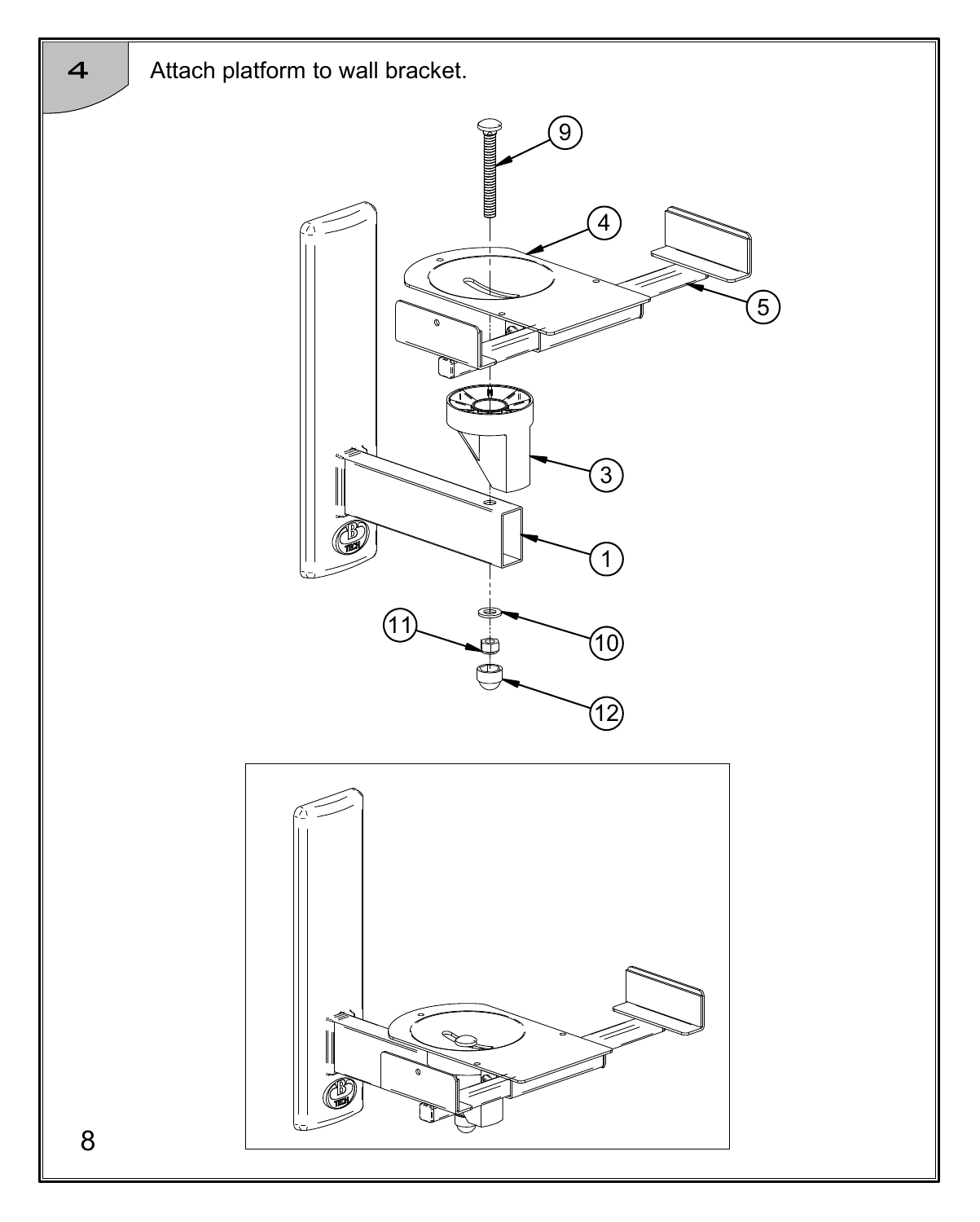## 4 Attach platform to wall bracket.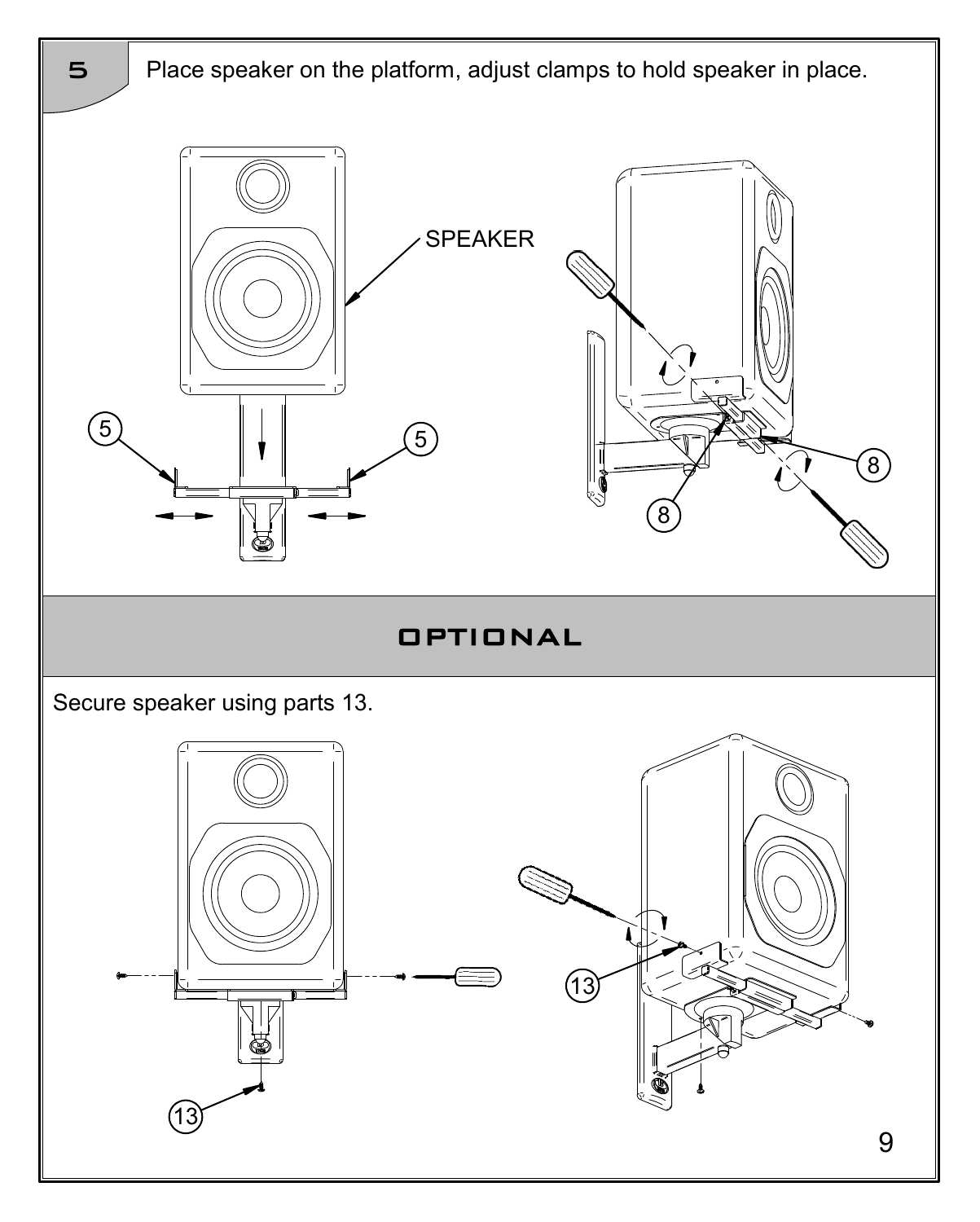**5** Place speaker on the platform, adjust clamps to hold speaker in place.

SPEAKER

5 5

8 8

## OPTIONAL

Secure speaker using parts 13.

13 13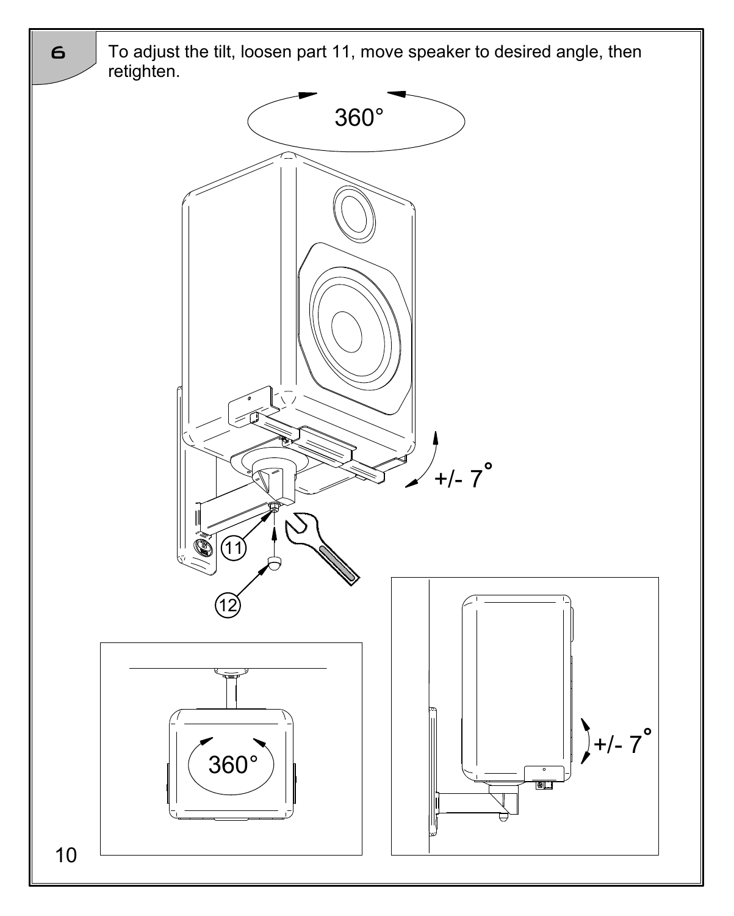**6** To adjust the tilt, loosen part 11, move speaker to desired angle, then retighten.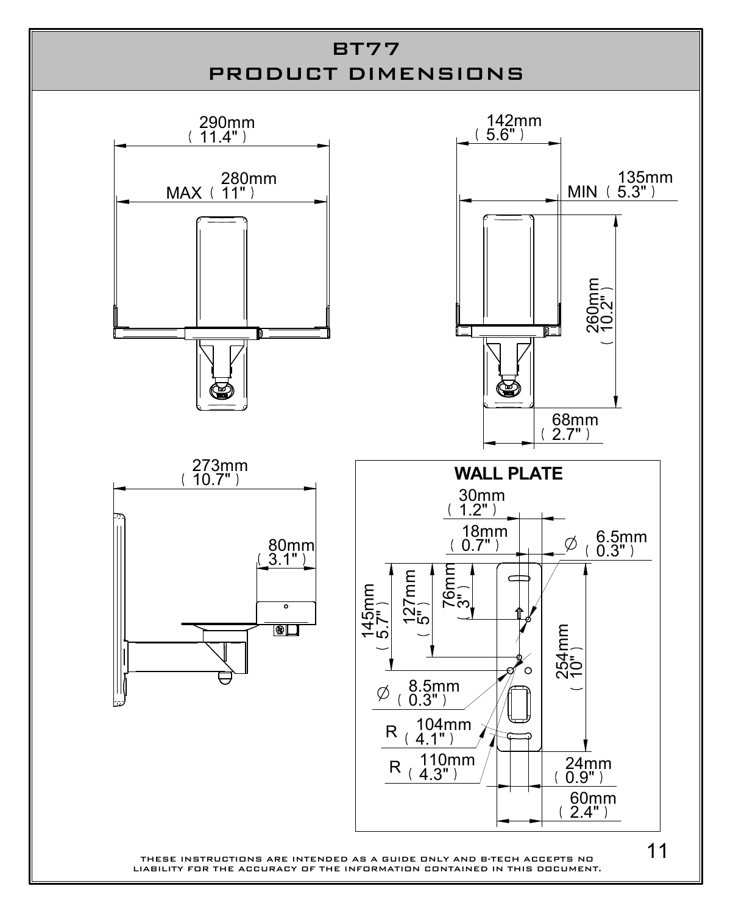# BT77
# PRODUCT DIMENSIONS

290mm ( 11.4" )

MAX 280mm ( 11" )

142mm ( 5.6" )

MIN 135mm ( 5.3" )

260mm ( 10.2" )

68mm ( 2.7" )

273mm ( 10.7" )

80mm ( 3.1" )

**WALL PLATE**

30mm ( 1.2" )

18mm ( 0.7" )

∅ 6.5mm ( 0.3" )

145mm ( 5.7" )

127mm ( 5" )

76mm ( 3" )

254mm ( 10" )

∅ 8.5mm ( 0.3" )

R 104mm ( 4.1" )

R 110mm ( 4.3" )

24mm ( 0.9" )

60mm ( 2.4" )

THESE INSTRUCTIONS ARE INTENDED AS A GUIDE ONLY AND B-TECH ACCEPTS NO LIABILITY FOR THE ACCURACY OF THE INFORMATION CONTAINED IN THIS DOCUMENT.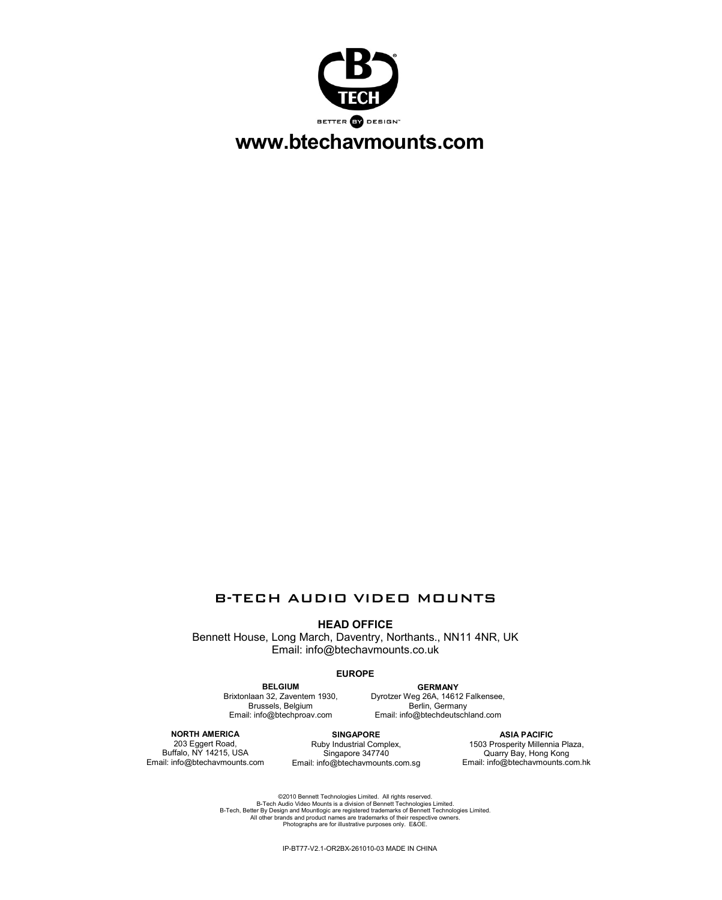BETTER BY DESIGN™

# www.btechavmounts.com

## B-TECH AUDIO VIDEO MOUNTS

**HEAD OFFICE**
Bennett House, Long March, Daventry, Northants., NN11 4NR, UK
Email: info@btechavmounts.co.uk

**EUROPE**

**BELGIUM**
Brixtonlaan 32, Zaventem 1930,
Brussels, Belgium
Email: info@btechproav.com

**GERMANY**
Dyrotzer Weg 26A, 14612 Falkensee,
Berlin, Germany
Email: info@btechdeutschland.com

**NORTH AMERICA**
203 Eggert Road,
Buffalo, NY 14215, USA
Email: info@btechavmounts.com

**SINGAPORE**
Ruby Industrial Complex,
Singapore 347740
Email: info@btechavmounts.com.sg

**ASIA PACIFIC**
1503 Prosperity Millennia Plaza,
Quarry Bay, Hong Kong
Email: info@btechavmounts.com.hk

©2010 Bennett Technologies Limited. All rights reserved.
B-Tech Audio Video Mounts is a division of Bennett Technologies Limited.
B-Tech, Better By Design and Mountlogic are registered trademarks of Bennett Technologies Limited.
All other brands and product names are trademarks of their respective owners.
Photographs are for illustrative purposes only. E&OE.

IP-BT77-V2.1-OR2BX-261010-03 MADE IN CHINA